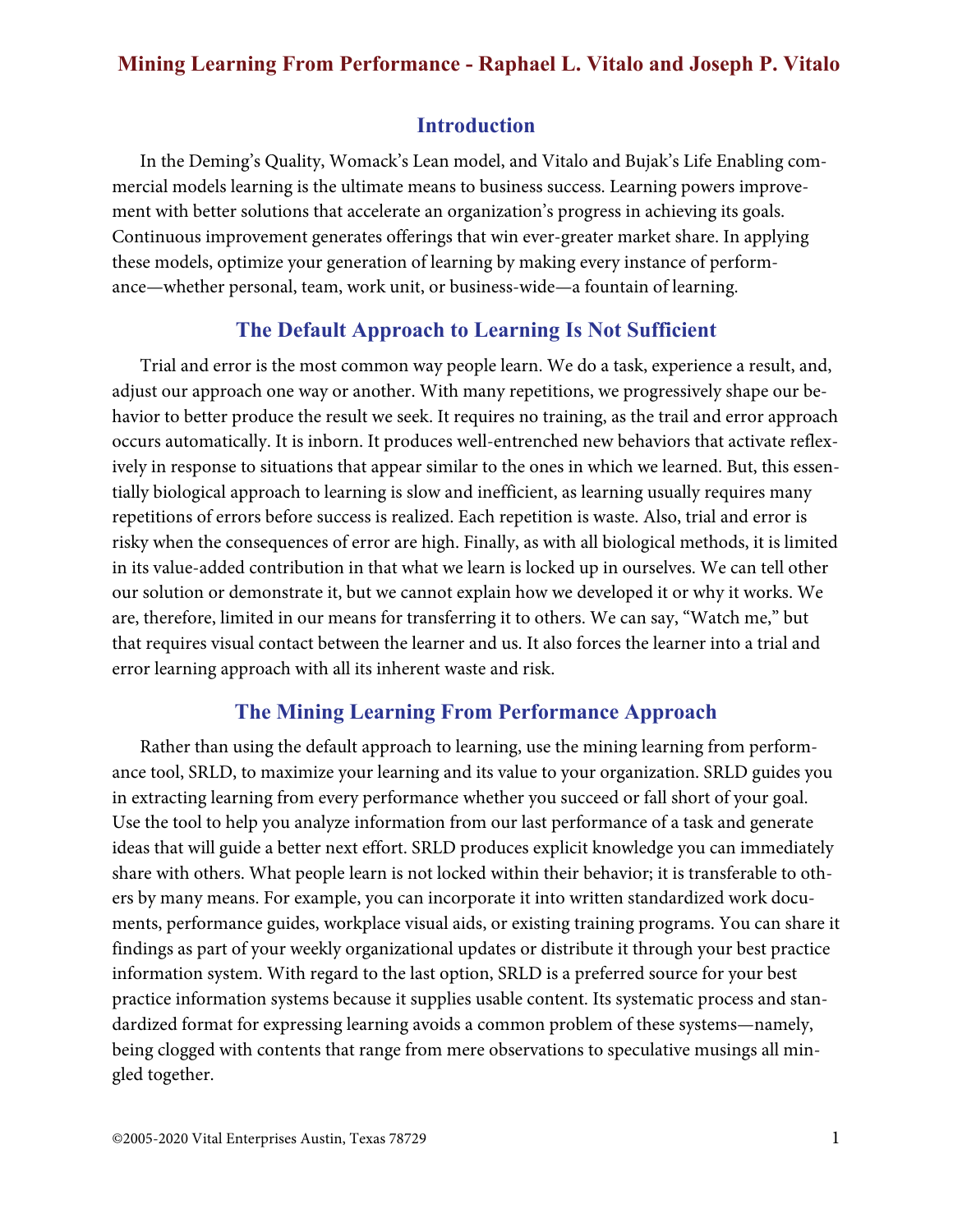# Mining Learning From Performance - Raphael L. Vitalo and Joseph P. Vitalo

## Introduction

In the Deming's Quality, Womack's Lean model, and Vitalo and Bujak's Life Enabling commercial models learning is the ultimate means to business success. Learning powers improvement with better solutions that accelerate an organization's progress in achieving its goals. Continuous improvement generates offerings that win ever-greater market share. In applying these models, optimize your generation of learning by making every instance of performance—whether personal, team, work unit, or business-wide—a fountain of learning.

## The Default Approach to Learning Is Not Sufficient

Trial and error is the most common way people learn. We do a task, experience a result, and, adjust our approach one way or another. With many repetitions, we progressively shape our behavior to better produce the result we seek. It requires no training, as the trail and error approach occurs automatically. It is inborn. It produces well-entrenched new behaviors that activate reflexively in response to situations that appear similar to the ones in which we learned. But, this essentially biological approach to learning is slow and inefficient, as learning usually requires many repetitions of errors before success is realized. Each repetition is waste. Also, trial and error is risky when the consequences of error are high. Finally, as with all biological methods, it is limited in its value-added contribution in that what we learn is locked up in ourselves. We can tell other our solution or demonstrate it, but we cannot explain how we developed it or why it works. We are, therefore, limited in our means for transferring it to others. We can say, "Watch me," but that requires visual contact between the learner and us. It also forces the learner into a trial and error learning approach with all its inherent waste and risk.

## The Mining Learning From Performance Approach

Rather than using the default approach to learning, use the mining learning from performance tool, SRLD, to maximize your learning and its value to your organization. SRLD guides you in extracting learning from every performance whether you succeed or fall short of your goal. Use the tool to help you analyze information from our last performance of a task and generate ideas that will guide a better next effort. SRLD produces explicit knowledge you can immediately share with others. What people learn is not locked within their behavior; it is transferable to others by many means. For example, you can incorporate it into written standardized work documents, performance guides, workplace visual aids, or existing training programs. You can share it findings as part of your weekly organizational updates or distribute it through your best practice information system. With regard to the last option, SRLD is a preferred source for your best practice information systems because it supplies usable content. Its systematic process and standardized format for expressing learning avoids a common problem of these systems—namely, being clogged with contents that range from mere observations to speculative musings all mingled together.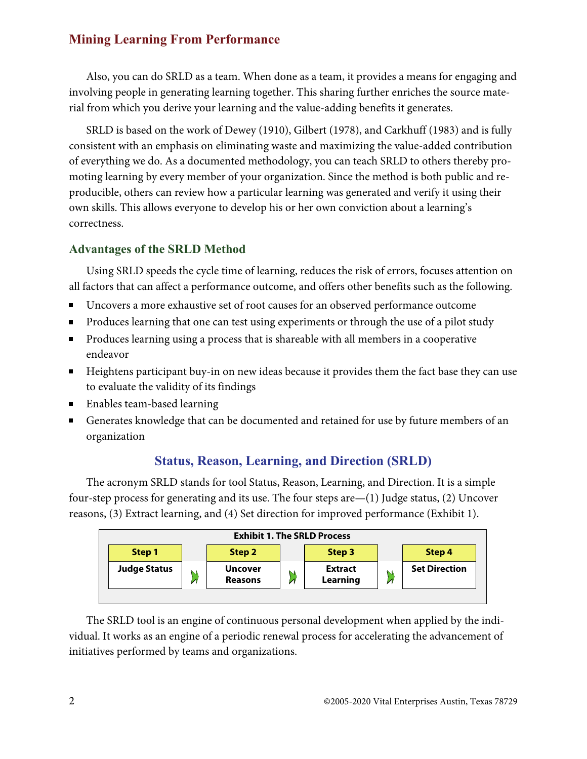Also, you can do SRLD as a team. When done as a team, it provides a means for engaging and involving people in generating learning together. This sharing further enriches the source material from which you derive your learning and the value-adding benefits it generates.

SRLD is based on the work of Dewey (1910), Gilbert (1978), and Carkhuff (1983) and is fully consistent with an emphasis on eliminating waste and maximizing the value-added contribution of everything we do. As a documented methodology, you can teach SRLD to others thereby promoting learning by every member of your organization. Since the method is both public and reproducible, others can review how a particular learning was generated and verify it using their own skills. This allows everyone to develop his or her own conviction about a learning's correctness.

### Advantages of the SRLD Method

Using SRLD speeds the cycle time of learning, reduces the risk of errors, focuses attention on all factors that can affect a performance outcome, and offers other benefits such as the following.

- Uncovers a more exhaustive set of root causes for an observed performance outcome
- Produces learning that one can test using experiments or through the use of a pilot study
- Produces learning using a process that is shareable with all members in a cooperative endeavor
- Heightens participant buy-in on new ideas because it provides them the fact base they can use to evaluate the validity of its findings
- Enables team-based learning
- Generates knowledge that can be documented and retained for use by future members of an organization

## Status, Reason, Learning, and Direction (SRLD)

The acronym SRLD stands for tool Status, Reason, Learning, and Direction. It is a simple four-step process for generating and its use. The four steps are—(1) Judge status, (2) Uncover reasons, (3) Extract learning, and (4) Set direction for improved performance (Exhibit 1).

**Exhibit 1. The SRLD Process**

| Step 1 | | Step 2 | | Step 3 | | Step 4 |
|---|---|---|---|---|---|---|
| Judge Status | → | Uncover Reasons | → | Extract Learning | → | Set Direction |

The SRLD tool is an engine of continuous personal development when applied by the individual. It works as an engine of a periodic renewal process for accelerating the advancement of initiatives performed by teams and organizations.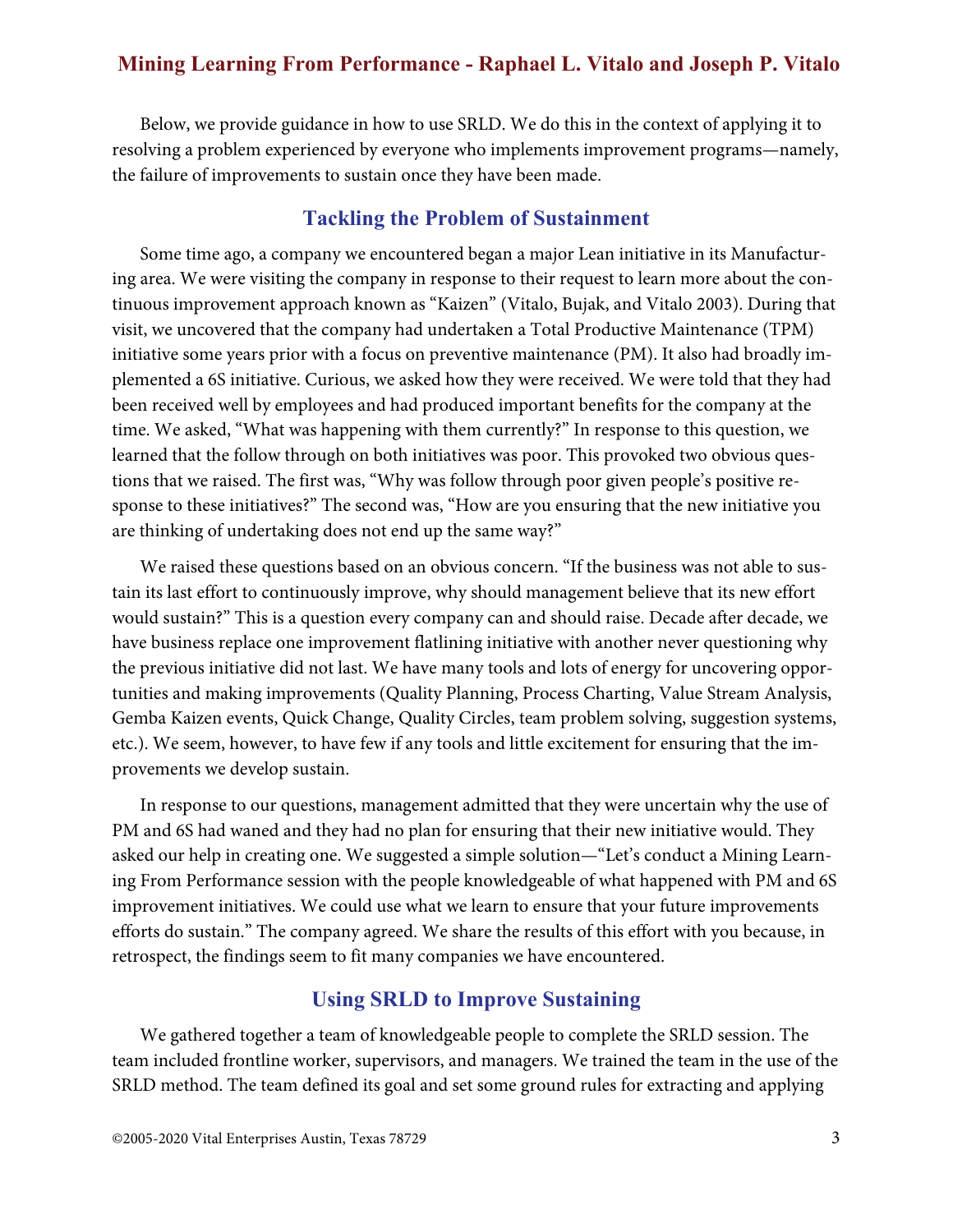Below, we provide guidance in how to use SRLD. We do this in the context of applying it to resolving a problem experienced by everyone who implements improvement programs—namely, the failure of improvements to sustain once they have been made.

## Tackling the Problem of Sustainment

Some time ago, a company we encountered began a major Lean initiative in its Manufacturing area. We were visiting the company in response to their request to learn more about the continuous improvement approach known as "Kaizen" (Vitalo, Bujak, and Vitalo 2003). During that visit, we uncovered that the company had undertaken a Total Productive Maintenance (TPM) initiative some years prior with a focus on preventive maintenance (PM). It also had broadly implemented a 6S initiative. Curious, we asked how they were received. We were told that they had been received well by employees and had produced important benefits for the company at the time. We asked, "What was happening with them currently?" In response to this question, we learned that the follow through on both initiatives was poor. This provoked two obvious questions that we raised. The first was, "Why was follow through poor given people's positive response to these initiatives?" The second was, "How are you ensuring that the new initiative you are thinking of undertaking does not end up the same way?"

We raised these questions based on an obvious concern. "If the business was not able to sustain its last effort to continuously improve, why should management believe that its new effort would sustain?" This is a question every company can and should raise. Decade after decade, we have business replace one improvement flatlining initiative with another never questioning why the previous initiative did not last. We have many tools and lots of energy for uncovering opportunities and making improvements (Quality Planning, Process Charting, Value Stream Analysis, Gemba Kaizen events, Quick Change, Quality Circles, team problem solving, suggestion systems, etc.). We seem, however, to have few if any tools and little excitement for ensuring that the improvements we develop sustain.

In response to our questions, management admitted that they were uncertain why the use of PM and 6S had waned and they had no plan for ensuring that their new initiative would. They asked our help in creating one. We suggested a simple solution—"Let's conduct a Mining Learning From Performance session with the people knowledgeable of what happened with PM and 6S improvement initiatives. We could use what we learn to ensure that your future improvements efforts do sustain." The company agreed. We share the results of this effort with you because, in retrospect, the findings seem to fit many companies we have encountered.

## Using SRLD to Improve Sustaining

We gathered together a team of knowledgeable people to complete the SRLD session. The team included frontline worker, supervisors, and managers. We trained the team in the use of the SRLD method. The team defined its goal and set some ground rules for extracting and applying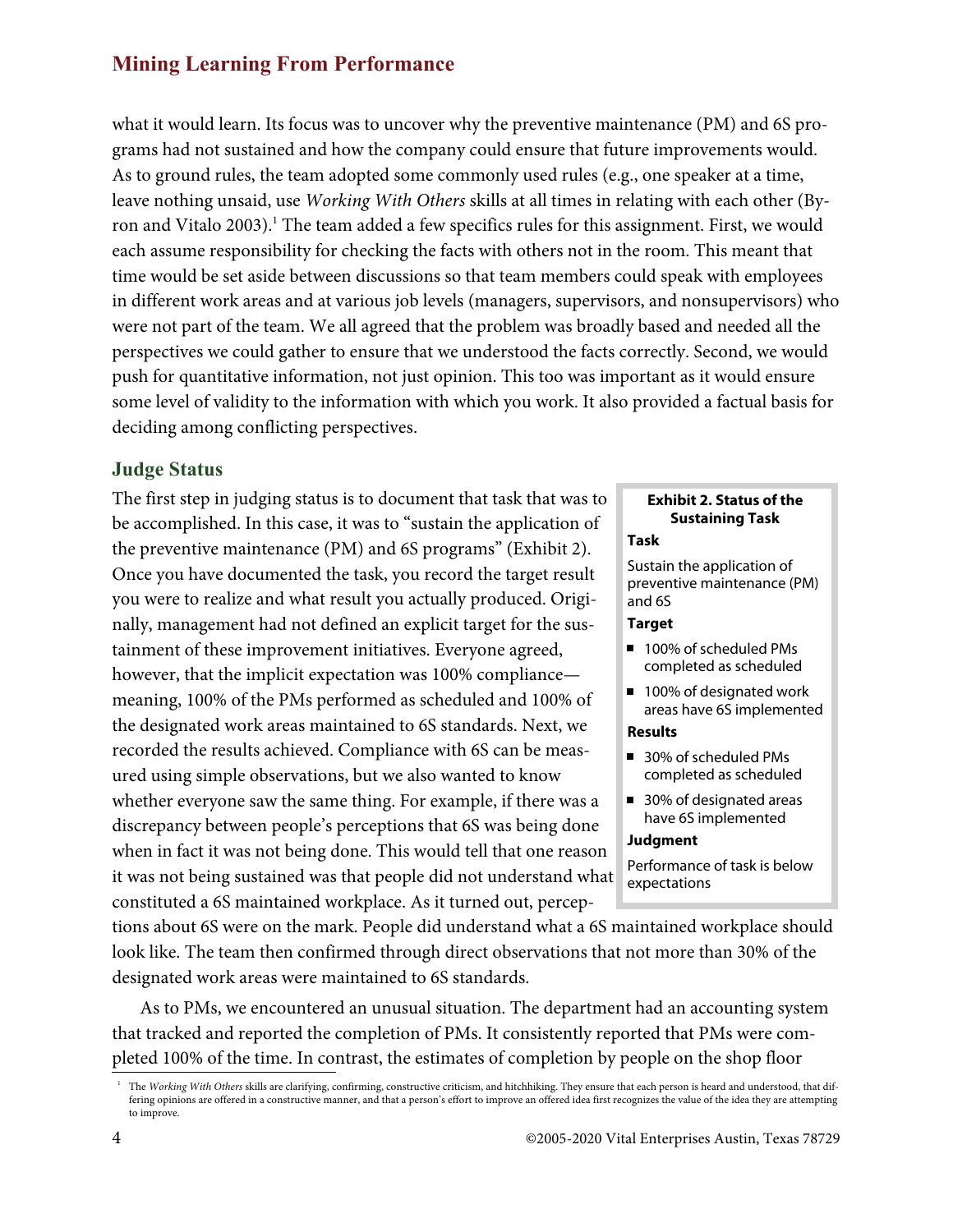what it would learn. Its focus was to uncover why the preventive maintenance (PM) and 6S programs had not sustained and how the company could ensure that future improvements would. As to ground rules, the team adopted some commonly used rules (e.g., one speaker at a time, leave nothing unsaid, use *Working With Others* skills at all times in relating with each other (Byron and Vitalo 2003).[1] The team added a few specifics rules for this assignment. First, we would each assume responsibility for checking the facts with others not in the room. This meant that time would be set aside between discussions so that team members could speak with employees in different work areas and at various job levels (managers, supervisors, and nonsupervisors) who were not part of the team. We all agreed that the problem was broadly based and needed all the perspectives we could gather to ensure that we understood the facts correctly. Second, we would push for quantitative information, not just opinion. This too was important as it would ensure some level of validity to the information with which you work. It also provided a factual basis for deciding among conflicting perspectives.

## Judge Status

The first step in judging status is to document that task that was to be accomplished. In this case, it was to "sustain the application of the preventive maintenance (PM) and 6S programs" (Exhibit 2). Once you have documented the task, you record the target result you were to realize and what result you actually produced. Originally, management had not defined an explicit target for the sustainment of these improvement initiatives. Everyone agreed, however, that the implicit expectation was 100% compliance—meaning, 100% of the PMs performed as scheduled and 100% of the designated work areas maintained to 6S standards. Next, we recorded the results achieved. Compliance with 6S can be measured using simple observations, but we also wanted to know whether everyone saw the same thing. For example, if there was a discrepancy between people's perceptions that 6S was being done when in fact it was not being done. This would tell that one reason it was not being sustained was that people did not understand what constituted a 6S maintained workplace. As it turned out, perceptions about 6S were on the mark. People did understand what a 6S maintained workplace should look like. The team then confirmed through direct observations that not more than 30% of the designated work areas were maintained to 6S standards.

**Exhibit 2. Status of the Sustaining Task**

**Task**

Sustain the application of preventive maintenance (PM) and 6S

**Target**

- 100% of scheduled PMs completed as scheduled
- 100% of designated work areas have 6S implemented

**Results**

- 30% of scheduled PMs completed as scheduled
- 30% of designated areas have 6S implemented

**Judgment**

Performance of task is below expectations

As to PMs, we encountered an unusual situation. The department had an accounting system that tracked and reported the completion of PMs. It consistently reported that PMs were completed 100% of the time. In contrast, the estimates of completion by people on the shop floor

---

[1] The *Working With Others* skills are clarifying, confirming, constructive criticism, and hitchhiking. They ensure that each person is heard and understood, that differing opinions are offered in a constructive manner, and that a person's effort to improve an offered idea first recognizes the value of the idea they are attempting to improve.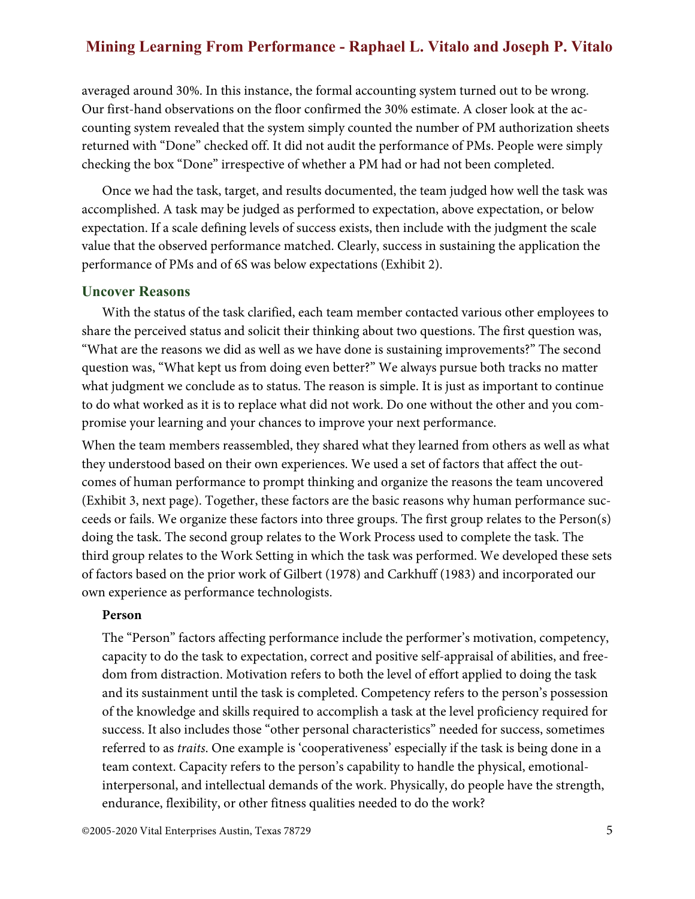averaged around 30%. In this instance, the formal accounting system turned out to be wrong. Our first-hand observations on the floor confirmed the 30% estimate. A closer look at the accounting system revealed that the system simply counted the number of PM authorization sheets returned with "Done" checked off. It did not audit the performance of PMs. People were simply checking the box "Done" irrespective of whether a PM had or had not been completed.

Once we had the task, target, and results documented, the team judged how well the task was accomplished. A task may be judged as performed to expectation, above expectation, or below expectation. If a scale defining levels of success exists, then include with the judgment the scale value that the observed performance matched. Clearly, success in sustaining the application the performance of PMs and of 6S was below expectations (Exhibit 2).

## Uncover Reasons

With the status of the task clarified, each team member contacted various other employees to share the perceived status and solicit their thinking about two questions. The first question was, "What are the reasons we did as well as we have done is sustaining improvements?" The second question was, "What kept us from doing even better?" We always pursue both tracks no matter what judgment we conclude as to status. The reason is simple. It is just as important to continue to do what worked as it is to replace what did not work. Do one without the other and you compromise your learning and your chances to improve your next performance.

When the team members reassembled, they shared what they learned from others as well as what they understood based on their own experiences. We used a set of factors that affect the outcomes of human performance to prompt thinking and organize the reasons the team uncovered (Exhibit 3, next page). Together, these factors are the basic reasons why human performance succeeds or fails. We organize these factors into three groups. The first group relates to the Person(s) doing the task. The second group relates to the Work Process used to complete the task. The third group relates to the Work Setting in which the task was performed. We developed these sets of factors based on the prior work of Gilbert (1978) and Carkhuff (1983) and incorporated our own experience as performance technologists.

### Person

The "Person" factors affecting performance include the performer's motivation, competency, capacity to do the task to expectation, correct and positive self-appraisal of abilities, and freedom from distraction. Motivation refers to both the level of effort applied to doing the task and its sustainment until the task is completed. Competency refers to the person's possession of the knowledge and skills required to accomplish a task at the level proficiency required for success. It also includes those "other personal characteristics" needed for success, sometimes referred to as *traits*. One example is 'cooperativeness' especially if the task is being done in a team context. Capacity refers to the person's capability to handle the physical, emotional-interpersonal, and intellectual demands of the work. Physically, do people have the strength, endurance, flexibility, or other fitness qualities needed to do the work?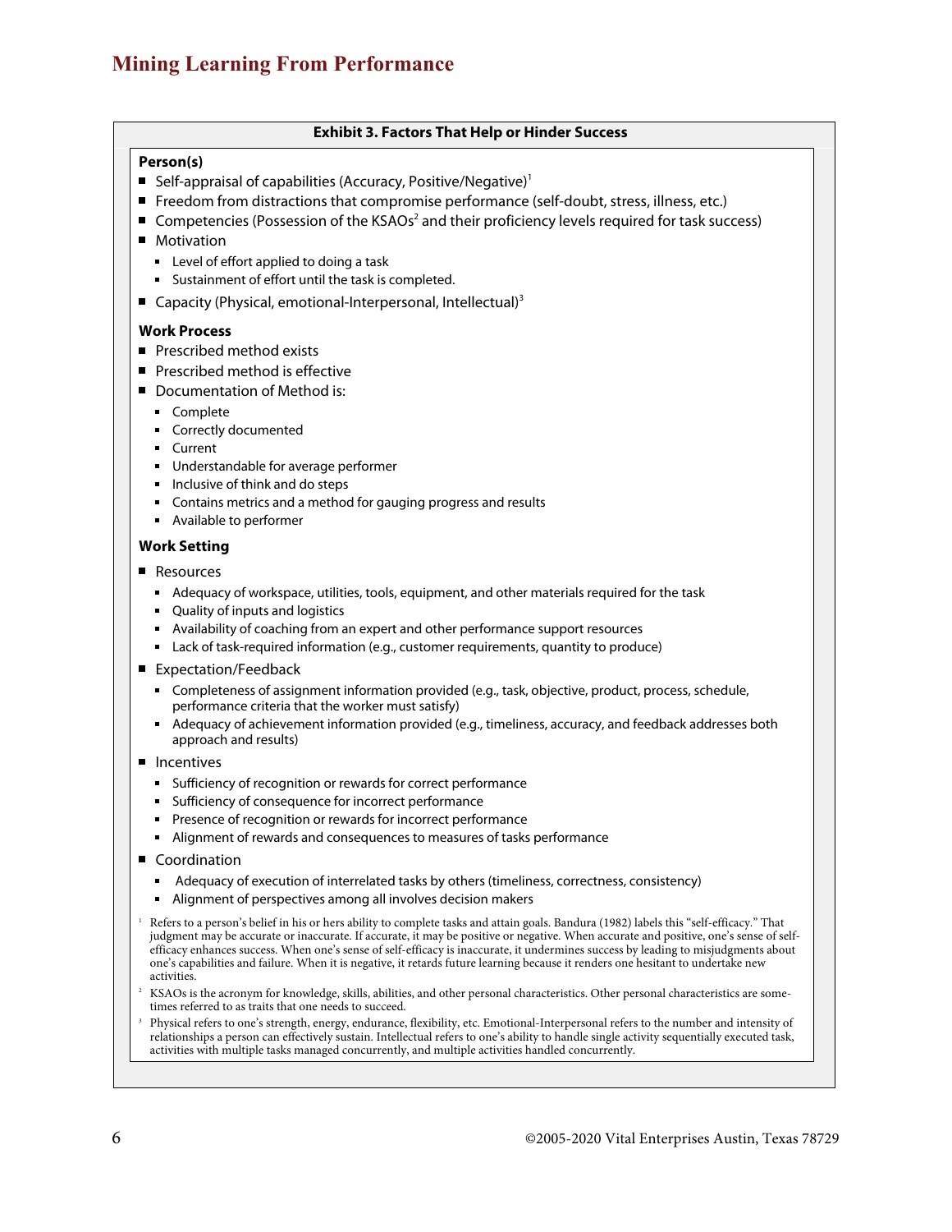### Exhibit 3. Factors That Help or Hinder Success

**Person(s)**

- Self-appraisal of capabilities (Accuracy, Positive/Negative)[1]
- Freedom from distractions that compromise performance (self-doubt, stress, illness, etc.)
- Competencies (Possession of the KSAOs[2] and their proficiency levels required for task success)
- Motivation
  - Level of effort applied to doing a task
  - Sustainment of effort until the task is completed.
- Capacity (Physical, emotional-Interpersonal, Intellectual)[3]

**Work Process**

- Prescribed method exists
- Prescribed method is effective
- Documentation of Method is:
  - Complete
  - Correctly documented
  - Current
  - Understandable for average performer
  - Inclusive of think and do steps
  - Contains metrics and a method for gauging progress and results
  - Available to performer

**Work Setting**

- Resources
  - Adequacy of workspace, utilities, tools, equipment, and other materials required for the task
  - Quality of inputs and logistics
  - Availability of coaching from an expert and other performance support resources
  - Lack of task-required information (e.g., customer requirements, quantity to produce)
- Expectation/Feedback
  - Completeness of assignment information provided (e.g., task, objective, product, process, schedule, performance criteria that the worker must satisfy)
  - Adequacy of achievement information provided (e.g., timeliness, accuracy, and feedback addresses both approach and results)
- Incentives
  - Sufficiency of recognition or rewards for correct performance
  - Sufficiency of consequence for incorrect performance
  - Presence of recognition or rewards for incorrect performance
  - Alignment of rewards and consequences to measures of tasks performance
- Coordination
  - Adequacy of execution of interrelated tasks by others (timeliness, correctness, consistency)
  - Alignment of perspectives among all involves decision makers

[1] Refers to a person's belief in his or hers ability to complete tasks and attain goals. Bandura (1982) labels this "self-efficacy." That judgment may be accurate or inaccurate. If accurate, it may be positive or negative. When accurate and positive, one's sense of self-efficacy enhances success. When one's sense of self-efficacy is inaccurate, it undermines success by leading to misjudgments about one's capabilities and failure. When it is negative, it retards future learning because it renders one hesitant to undertake new activities.

[2] KSAOs is the acronym for knowledge, skills, abilities, and other personal characteristics. Other personal characteristics are sometimes referred to as traits that one needs to succeed.

[3] Physical refers to one's strength, energy, endurance, flexibility, etc. Emotional-Interpersonal refers to the number and intensity of relationships a person can effectively sustain. Intellectual refers to one's ability to handle single activity sequentially executed task, activities with multiple tasks managed concurrently, and multiple activities handled concurrently.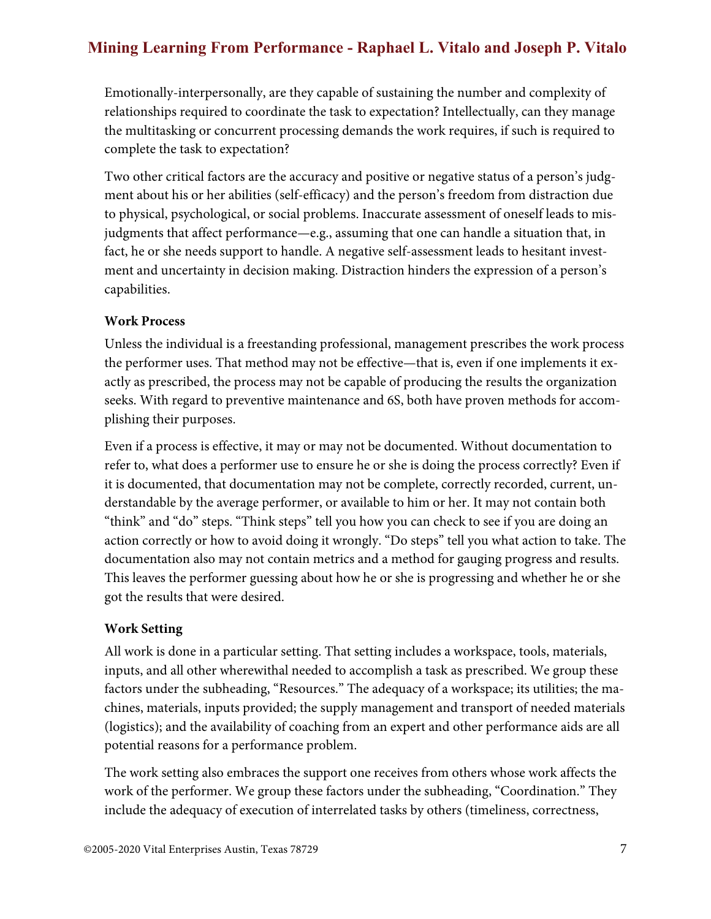Emotionally-interpersonally, are they capable of sustaining the number and complexity of relationships required to coordinate the task to expectation? Intellectually, can they manage the multitasking or concurrent processing demands the work requires, if such is required to complete the task to expectation?

Two other critical factors are the accuracy and positive or negative status of a person's judgment about his or her abilities (self-efficacy) and the person's freedom from distraction due to physical, psychological, or social problems. Inaccurate assessment of oneself leads to misjudgments that affect performance—e.g., assuming that one can handle a situation that, in fact, he or she needs support to handle. A negative self-assessment leads to hesitant investment and uncertainty in decision making. Distraction hinders the expression of a person's capabilities.

**Work Process**

Unless the individual is a freestanding professional, management prescribes the work process the performer uses. That method may not be effective—that is, even if one implements it exactly as prescribed, the process may not be capable of producing the results the organization seeks. With regard to preventive maintenance and 6S, both have proven methods for accomplishing their purposes.

Even if a process is effective, it may or may not be documented. Without documentation to refer to, what does a performer use to ensure he or she is doing the process correctly? Even if it is documented, that documentation may not be complete, correctly recorded, current, understandable by the average performer, or available to him or her. It may not contain both "think" and "do" steps. "Think steps" tell you how you can check to see if you are doing an action correctly or how to avoid doing it wrongly. "Do steps" tell you what action to take. The documentation also may not contain metrics and a method for gauging progress and results. This leaves the performer guessing about how he or she is progressing and whether he or she got the results that were desired.

**Work Setting**

All work is done in a particular setting. That setting includes a workspace, tools, materials, inputs, and all other wherewithal needed to accomplish a task as prescribed. We group these factors under the subheading, "Resources." The adequacy of a workspace; its utilities; the machines, materials, inputs provided; the supply management and transport of needed materials (logistics); and the availability of coaching from an expert and other performance aids are all potential reasons for a performance problem.

The work setting also embraces the support one receives from others whose work affects the work of the performer. We group these factors under the subheading, "Coordination." They include the adequacy of execution of interrelated tasks by others (timeliness, correctness,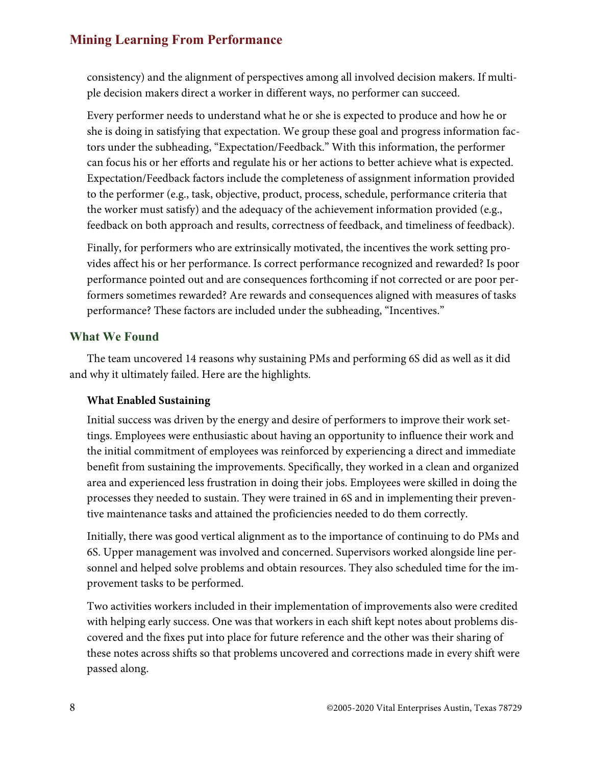consistency) and the alignment of perspectives among all involved decision makers. If multiple decision makers direct a worker in different ways, no performer can succeed.

Every performer needs to understand what he or she is expected to produce and how he or she is doing in satisfying that expectation. We group these goal and progress information factors under the subheading, "Expectation/Feedback." With this information, the performer can focus his or her efforts and regulate his or her actions to better achieve what is expected. Expectation/Feedback factors include the completeness of assignment information provided to the performer (e.g., task, objective, product, process, schedule, performance criteria that the worker must satisfy) and the adequacy of the achievement information provided (e.g., feedback on both approach and results, correctness of feedback, and timeliness of feedback).

Finally, for performers who are extrinsically motivated, the incentives the work setting provides affect his or her performance. Is correct performance recognized and rewarded? Is poor performance pointed out and are consequences forthcoming if not corrected or are poor performers sometimes rewarded? Are rewards and consequences aligned with measures of tasks performance? These factors are included under the subheading, "Incentives."

## What We Found

The team uncovered 14 reasons why sustaining PMs and performing 6S did as well as it did and why it ultimately failed. Here are the highlights.

### What Enabled Sustaining

Initial success was driven by the energy and desire of performers to improve their work settings. Employees were enthusiastic about having an opportunity to influence their work and the initial commitment of employees was reinforced by experiencing a direct and immediate benefit from sustaining the improvements. Specifically, they worked in a clean and organized area and experienced less frustration in doing their jobs. Employees were skilled in doing the processes they needed to sustain. They were trained in 6S and in implementing their preventive maintenance tasks and attained the proficiencies needed to do them correctly.

Initially, there was good vertical alignment as to the importance of continuing to do PMs and 6S. Upper management was involved and concerned. Supervisors worked alongside line personnel and helped solve problems and obtain resources. They also scheduled time for the improvement tasks to be performed.

Two activities workers included in their implementation of improvements also were credited with helping early success. One was that workers in each shift kept notes about problems discovered and the fixes put into place for future reference and the other was their sharing of these notes across shifts so that problems uncovered and corrections made in every shift were passed along.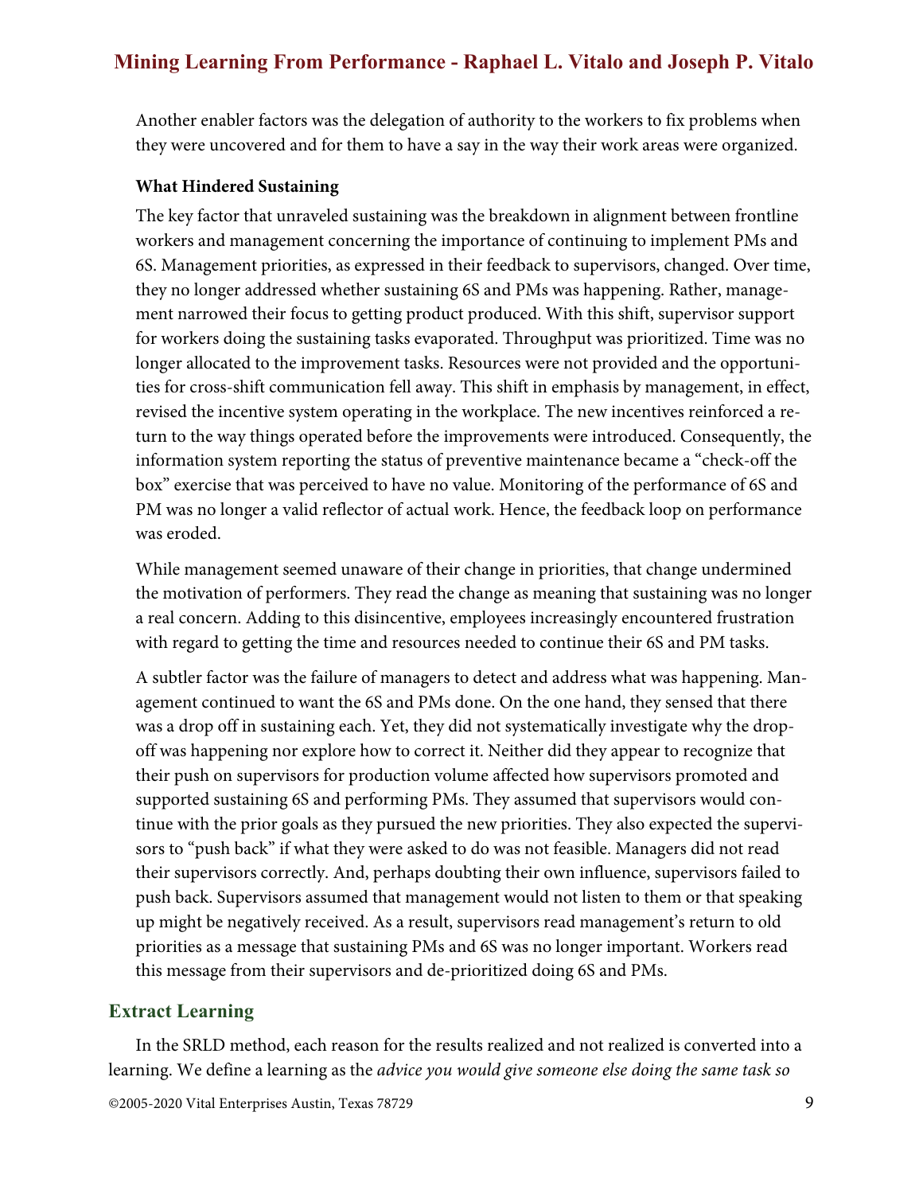Another enabler factors was the delegation of authority to the workers to fix problems when they were uncovered and for them to have a say in the way their work areas were organized.

#### What Hindered Sustaining

The key factor that unraveled sustaining was the breakdown in alignment between frontline workers and management concerning the importance of continuing to implement PMs and 6S. Management priorities, as expressed in their feedback to supervisors, changed. Over time, they no longer addressed whether sustaining 6S and PMs was happening. Rather, management narrowed their focus to getting product produced. With this shift, supervisor support for workers doing the sustaining tasks evaporated. Throughput was prioritized. Time was no longer allocated to the improvement tasks. Resources were not provided and the opportunities for cross-shift communication fell away. This shift in emphasis by management, in effect, revised the incentive system operating in the workplace. The new incentives reinforced a return to the way things operated before the improvements were introduced. Consequently, the information system reporting the status of preventive maintenance became a "check-off the box" exercise that was perceived to have no value. Monitoring of the performance of 6S and PM was no longer a valid reflector of actual work. Hence, the feedback loop on performance was eroded.

While management seemed unaware of their change in priorities, that change undermined the motivation of performers. They read the change as meaning that sustaining was no longer a real concern. Adding to this disincentive, employees increasingly encountered frustration with regard to getting the time and resources needed to continue their 6S and PM tasks.

A subtler factor was the failure of managers to detect and address what was happening. Management continued to want the 6S and PMs done. On the one hand, they sensed that there was a drop off in sustaining each. Yet, they did not systematically investigate why the drop-off was happening nor explore how to correct it. Neither did they appear to recognize that their push on supervisors for production volume affected how supervisors promoted and supported sustaining 6S and performing PMs. They assumed that supervisors would continue with the prior goals as they pursued the new priorities. They also expected the supervisors to "push back" if what they were asked to do was not feasible. Managers did not read their supervisors correctly. And, perhaps doubting their own influence, supervisors failed to push back. Supervisors assumed that management would not listen to them or that speaking up might be negatively received. As a result, supervisors read management's return to old priorities as a message that sustaining PMs and 6S was no longer important. Workers read this message from their supervisors and de-prioritized doing 6S and PMs.

### Extract Learning

In the SRLD method, each reason for the results realized and not realized is converted into a learning. We define a learning as the *advice you would give someone else doing the same task so*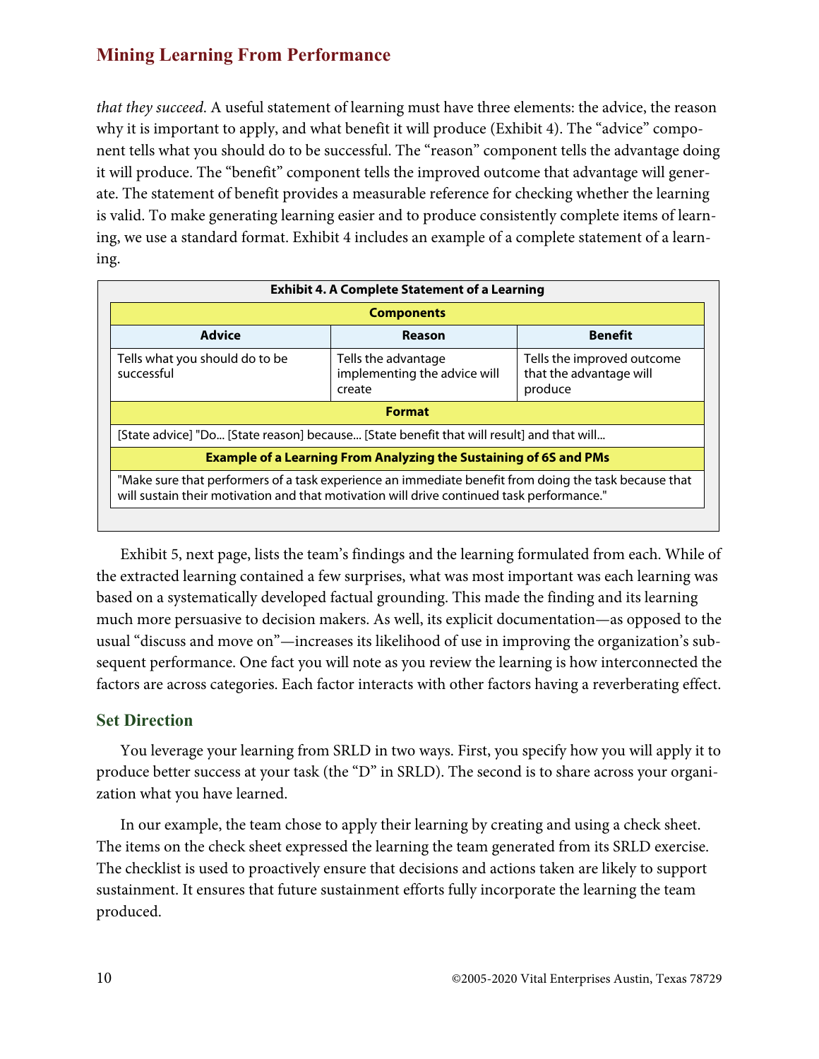*that they succeed*. A useful statement of learning must have three elements: the advice, the reason why it is important to apply, and what benefit it will produce (Exhibit 4). The "advice" component tells what you should do to be successful. The "reason" component tells the advantage doing it will produce. The "benefit" component tells the improved outcome that advantage will generate. The statement of benefit provides a measurable reference for checking whether the learning is valid. To make generating learning easier and to produce consistently complete items of learning, we use a standard format. Exhibit 4 includes an example of a complete statement of a learning.

**Exhibit 4. A Complete Statement of a Learning**

| **Components** | | |
|---|---|---|
| **Advice** | **Reason** | **Benefit** |
| Tells what you should do to be successful | Tells the advantage implementing the advice will create | Tells the improved outcome that the advantage will produce |
| **Format** | | |
| [State advice] "Do... [State reason] because... [State benefit that will result] and that will... | | |
| **Example of a Learning From Analyzing the Sustaining of 6S and PMs** | | |
| "Make sure that performers of a task experience an immediate benefit from doing the task because that will sustain their motivation and that motivation will drive continued task performance." | | |

Exhibit 5, next page, lists the team's findings and the learning formulated from each. While of the extracted learning contained a few surprises, what was most important was each learning was based on a systematically developed factual grounding. This made the finding and its learning much more persuasive to decision makers. As well, its explicit documentation—as opposed to the usual "discuss and move on"—increases its likelihood of use in improving the organization's subsequent performance. One fact you will note as you review the learning is how interconnected the factors are across categories. Each factor interacts with other factors having a reverberating effect.

## Set Direction

You leverage your learning from SRLD in two ways. First, you specify how you will apply it to produce better success at your task (the "D" in SRLD). The second is to share across your organization what you have learned.

In our example, the team chose to apply their learning by creating and using a check sheet. The items on the check sheet expressed the learning the team generated from its SRLD exercise. The checklist is used to proactively ensure that decisions and actions taken are likely to support sustainment. It ensures that future sustainment efforts fully incorporate the learning the team produced.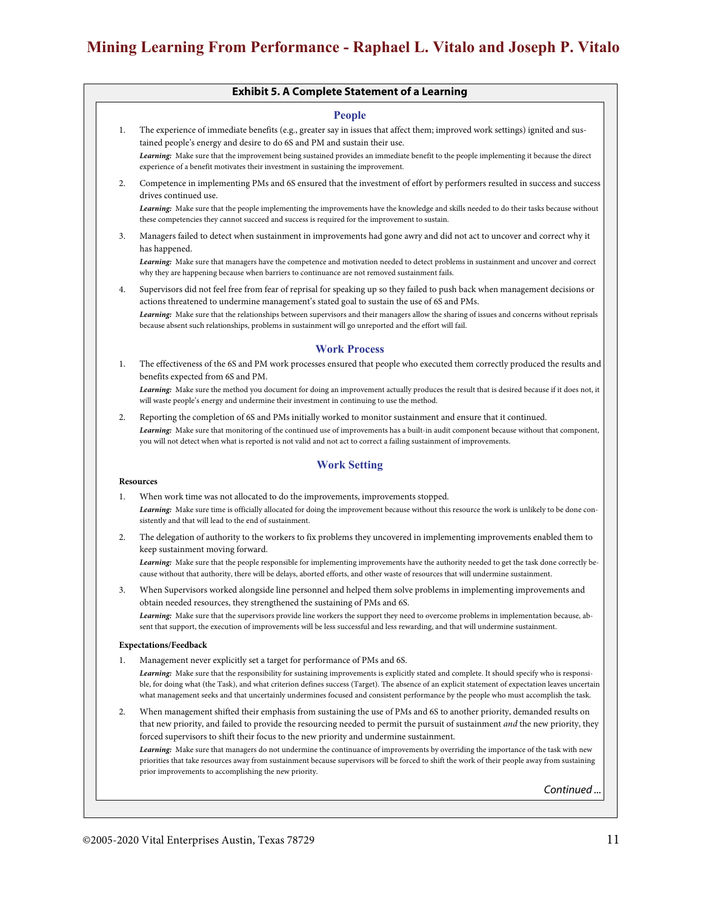### Exhibit 5. A Complete Statement of a Learning

#### People

1. The experience of immediate benefits (e.g., greater say in issues that affect them; improved work settings) ignited and sustained people's energy and desire to do 6S and PM and sustain their use.
   ***Learning:*** Make sure that the improvement being sustained provides an immediate benefit to the people implementing it because the direct experience of a benefit motivates their investment in sustaining the improvement.
2. Competence in implementing PMs and 6S ensured that the investment of effort by performers resulted in success and success drives continued use.
   ***Learning:*** Make sure that the people implementing the improvements have the knowledge and skills needed to do their tasks because without these competencies they cannot succeed and success is required for the improvement to sustain.
3. Managers failed to detect when sustainment in improvements had gone awry and did not act to uncover and correct why it has happened.
   ***Learning:*** Make sure that managers have the competence and motivation needed to detect problems in sustainment and uncover and correct why they are happening because when barriers to continuance are not removed sustainment fails.
4. Supervisors did not feel free from fear of reprisal for speaking up so they failed to push back when management decisions or actions threatened to undermine management's stated goal to sustain the use of 6S and PMs.
   ***Learning:*** Make sure that the relationships between supervisors and their managers allow the sharing of issues and concerns without reprisals because absent such relationships, problems in sustainment will go unreported and the effort will fail.

#### Work Process

1. The effectiveness of the 6S and PM work processes ensured that people who executed them correctly produced the results and benefits expected from 6S and PM.
   ***Learning:*** Make sure the method you document for doing an improvement actually produces the result that is desired because if it does not, it will waste people's energy and undermine their investment in continuing to use the method.
2. Reporting the completion of 6S and PMs initially worked to monitor sustainment and ensure that it continued.
   ***Learning:*** Make sure that monitoring of the continued use of improvements has a built-in audit component because without that component, you will not detect when what is reported is not valid and not act to correct a failing sustainment of improvements.

#### Work Setting

**Resources**

1. When work time was not allocated to do the improvements, improvements stopped.
   ***Learning:*** Make sure time is officially allocated for doing the improvement because without this resource the work is unlikely to be done consistently and that will lead to the end of sustainment.
2. The delegation of authority to the workers to fix problems they uncovered in implementing improvements enabled them to keep sustainment moving forward.
   ***Learning:*** Make sure that the people responsible for implementing improvements have the authority needed to get the task done correctly because without that authority, there will be delays, aborted efforts, and other waste of resources that will undermine sustainment.
3. When Supervisors worked alongside line personnel and helped them solve problems in implementing improvements and obtain needed resources, they strengthened the sustaining of PMs and 6S.
   ***Learning:*** Make sure that the supervisors provide line workers the support they need to overcome problems in implementation because, absent that support, the execution of improvements will be less successful and less rewarding, and that will undermine sustainment.

**Expectations/Feedback**

1. Management never explicitly set a target for performance of PMs and 6S.
   ***Learning:*** Make sure that the responsibility for sustaining improvements is explicitly stated and complete. It should specify who is responsible, for doing what (the Task), and what criterion defines success (Target). The absence of an explicit statement of expectation leaves uncertain what management seeks and that uncertainly undermines focused and consistent performance by the people who must accomplish the task.
2. When management shifted their emphasis from sustaining the use of PMs and 6S to another priority, demanded results on that new priority, and failed to provide the resourcing needed to permit the pursuit of sustainment *and* the new priority, they forced supervisors to shift their focus to the new priority and undermine sustainment.
   ***Learning:*** Make sure that managers do not undermine the continuance of improvements by overriding the importance of the task with new priorities that take resources away from sustainment because supervisors will be forced to shift the work of their people away from sustaining prior improvements to accomplishing the new priority.

*Continued ...*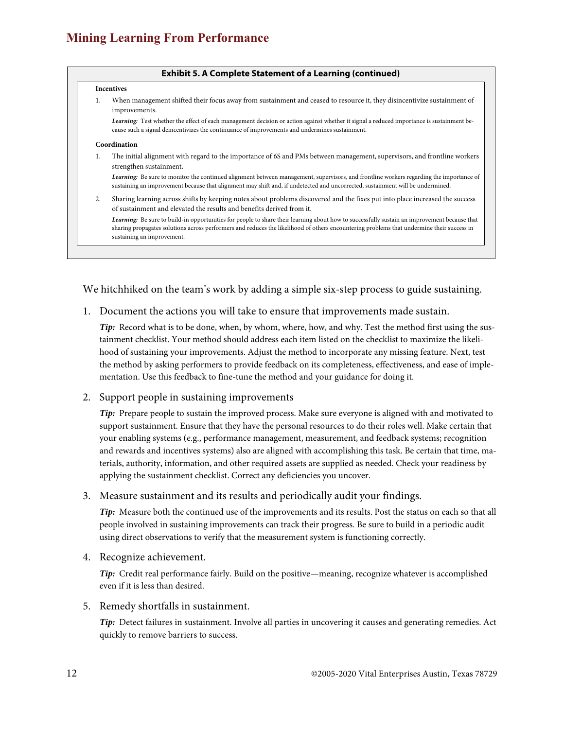**Exhibit 5. A Complete Statement of a Learning (continued)**

**Incentives**

1. When management shifted their focus away from sustainment and ceased to resource it, they disincentivize sustainment of improvements.

   ***Learning:*** Test whether the effect of each management decision or action against whether it signal a reduced importance is sustainment because such a signal deincentivizes the continuance of improvements and undermines sustainment.

**Coordination**

1. The initial alignment with regard to the importance of 6S and PMs between management, supervisors, and frontline workers strengthen sustainment.

   ***Learning:*** Be sure to monitor the continued alignment between management, supervisors, and frontline workers regarding the importance of sustaining an improvement because that alignment may shift and, if undetected and uncorrected, sustainment will be undermined.

2. Sharing learning across shifts by keeping notes about problems discovered and the fixes put into place increased the success of sustainment and elevated the results and benefits derived from it.

   ***Learning:*** Be sure to build-in opportunities for people to share their learning about how to successfully sustain an improvement because that sharing propagates solutions across performers and reduces the likelihood of others encountering problems that undermine their success in sustaining an improvement.

We hitchhiked on the team's work by adding a simple six-step process to guide sustaining.

1. Document the actions you will take to ensure that improvements made sustain.

   ***Tip:*** Record what is to be done, when, by whom, where, how, and why. Test the method first using the sustainment checklist. Your method should address each item listed on the checklist to maximize the likelihood of sustaining your improvements. Adjust the method to incorporate any missing feature. Next, test the method by asking performers to provide feedback on its completeness, effectiveness, and ease of implementation. Use this feedback to fine-tune the method and your guidance for doing it.

2. Support people in sustaining improvements

   ***Tip:*** Prepare people to sustain the improved process. Make sure everyone is aligned with and motivated to support sustainment. Ensure that they have the personal resources to do their roles well. Make certain that your enabling systems (e.g., performance management, measurement, and feedback systems; recognition and rewards and incentives systems) also are aligned with accomplishing this task. Be certain that time, materials, authority, information, and other required assets are supplied as needed. Check your readiness by applying the sustainment checklist. Correct any deficiencies you uncover.

3. Measure sustainment and its results and periodically audit your findings.

   ***Tip:*** Measure both the continued use of the improvements and its results. Post the status on each so that all people involved in sustaining improvements can track their progress. Be sure to build in a periodic audit using direct observations to verify that the measurement system is functioning correctly.

4. Recognize achievement.

   ***Tip:*** Credit real performance fairly. Build on the positive—meaning, recognize whatever is accomplished even if it is less than desired.

5. Remedy shortfalls in sustainment.

   ***Tip:*** Detect failures in sustainment. Involve all parties in uncovering it causes and generating remedies. Act quickly to remove barriers to success.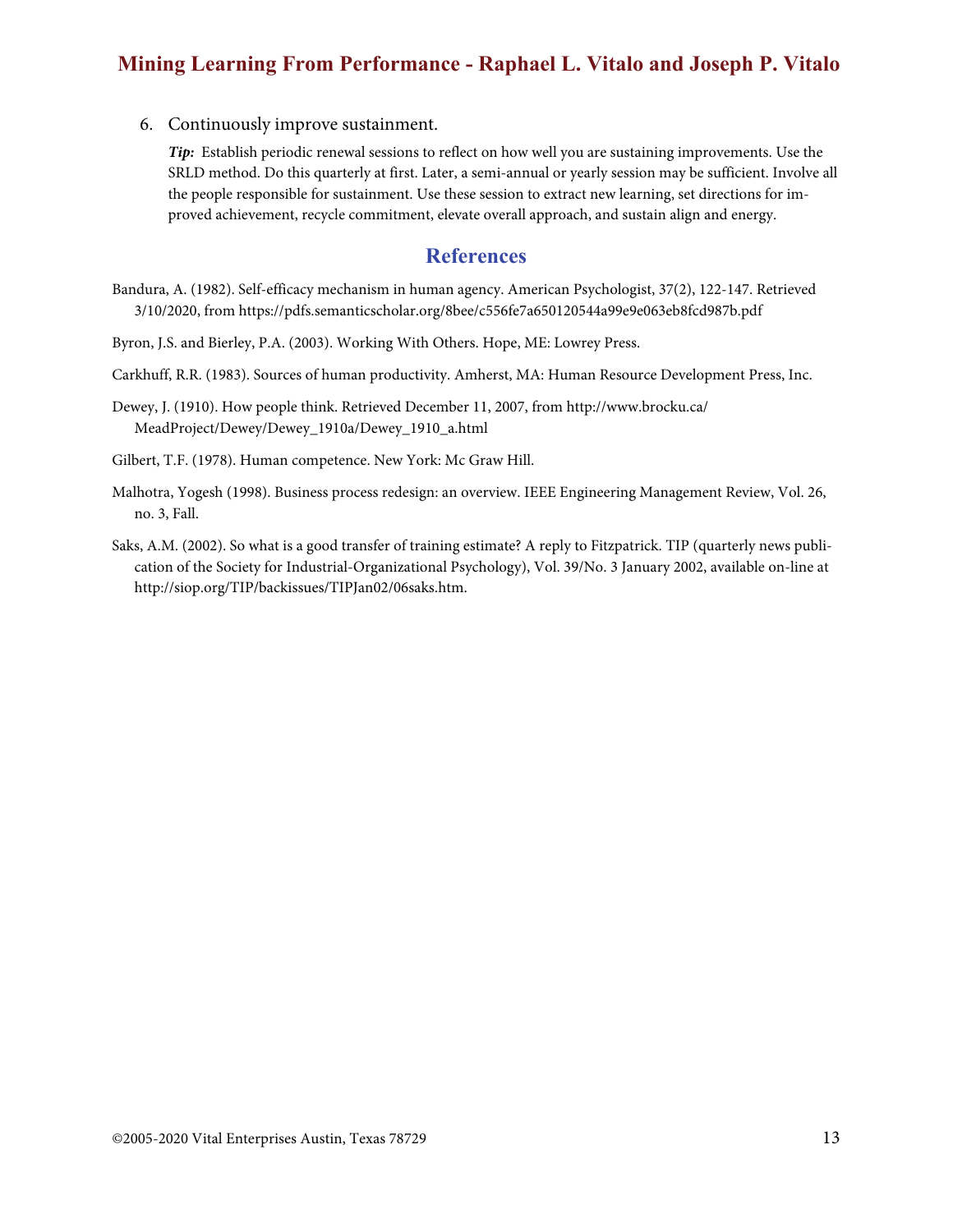6. Continuously improve sustainment.

   ***Tip:*** Establish periodic renewal sessions to reflect on how well you are sustaining improvements. Use the SRLD method. Do this quarterly at first. Later, a semi-annual or yearly session may be sufficient. Involve all the people responsible for sustainment. Use these session to extract new learning, set directions for improved achievement, recycle commitment, elevate overall approach, and sustain align and energy.

## References

Bandura, A. (1982). Self-efficacy mechanism in human agency. American Psychologist, 37(2), 122-147. Retrieved 3/10/2020, from https://pdfs.semanticscholar.org/8bee/c556fe7a650120544a99e9e063eb8fcd987b.pdf

Byron, J.S. and Bierley, P.A. (2003). Working With Others. Hope, ME: Lowrey Press.

Carkhuff, R.R. (1983). Sources of human productivity. Amherst, MA: Human Resource Development Press, Inc.

Dewey, J. (1910). How people think. Retrieved December 11, 2007, from http://www.brocku.ca/MeadProject/Dewey/Dewey_1910a/Dewey_1910_a.html

Gilbert, T.F. (1978). Human competence. New York: Mc Graw Hill.

Malhotra, Yogesh (1998). Business process redesign: an overview. IEEE Engineering Management Review, Vol. 26, no. 3, Fall.

Saks, A.M. (2002). So what is a good transfer of training estimate? A reply to Fitzpatrick. TIP (quarterly news publication of the Society for Industrial-Organizational Psychology), Vol. 39/No. 3 January 2002, available on-line at http://siop.org/TIP/backissues/TIPJan02/06saks.htm.